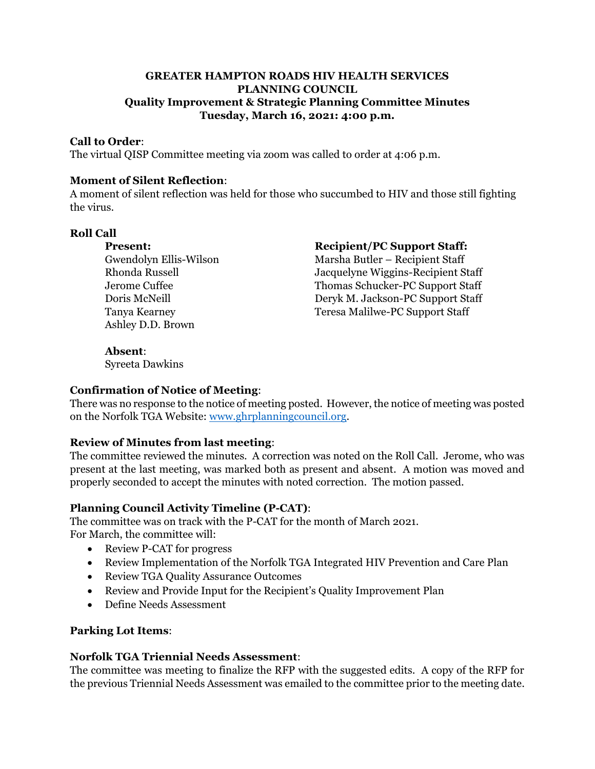# GREATER HAMPTON ROADS HIV HEALTH SERVICES PLANNING COUNCIL

## Quality Improvement & Strategic Planning Committee Minutes

## Tuesday, March 16, 2021: 4:00 p.m.

**Call to Order**:
The virtual QISP Committee meeting via zoom was called to order at 4:06 p.m.

**Moment of Silent Reflection**:
A moment of silent reflection was held for those who succumbed to HIV and those still fighting the virus.

**Roll Call**

**Present:**
Gwendolyn Ellis-Wilson
Rhonda Russell
Jerome Cuffee
Doris McNeill
Tanya Kearney
Ashley D.D. Brown

**Recipient/PC Support Staff:**
Marsha Butler – Recipient Staff
Jacquelyne Wiggins-Recipient Staff
Thomas Schucker-PC Support Staff
Deryk M. Jackson-PC Support Staff
Teresa Malilwe-PC Support Staff

**Absent**:
Syreeta Dawkins

**Confirmation of Notice of Meeting**:
There was no response to the notice of meeting posted. However, the notice of meeting was posted on the Norfolk TGA Website: www.ghrplanningcouncil.org.

**Review of Minutes from last meeting**:
The committee reviewed the minutes. A correction was noted on the Roll Call. Jerome, who was present at the last meeting, was marked both as present and absent. A motion was moved and properly seconded to accept the minutes with noted correction. The motion passed.

**Planning Council Activity Timeline (P-CAT)**:
The committee was on track with the P-CAT for the month of March 2021.
For March, the committee will:

- Review P-CAT for progress
- Review Implementation of the Norfolk TGA Integrated HIV Prevention and Care Plan
- Review TGA Quality Assurance Outcomes
- Review and Provide Input for the Recipient's Quality Improvement Plan
- Define Needs Assessment

**Parking Lot Items**:

**Norfolk TGA Triennial Needs Assessment**:
The committee was meeting to finalize the RFP with the suggested edits. A copy of the RFP for the previous Triennial Needs Assessment was emailed to the committee prior to the meeting date.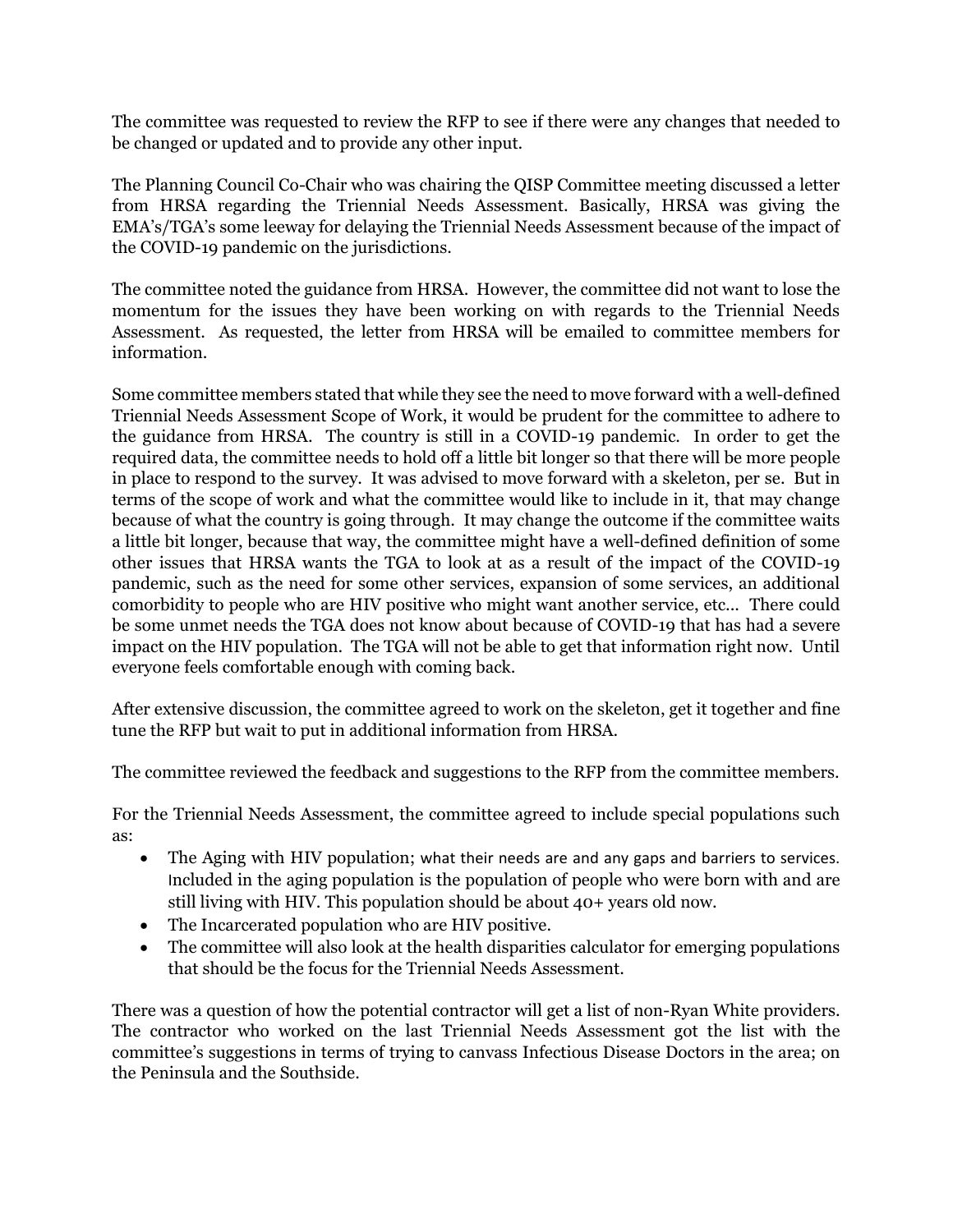The committee was requested to review the RFP to see if there were any changes that needed to be changed or updated and to provide any other input.

The Planning Council Co-Chair who was chairing the QISP Committee meeting discussed a letter from HRSA regarding the Triennial Needs Assessment. Basically, HRSA was giving the EMA's/TGA's some leeway for delaying the Triennial Needs Assessment because of the impact of the COVID-19 pandemic on the jurisdictions.

The committee noted the guidance from HRSA. However, the committee did not want to lose the momentum for the issues they have been working on with regards to the Triennial Needs Assessment. As requested, the letter from HRSA will be emailed to committee members for information.

Some committee members stated that while they see the need to move forward with a well-defined Triennial Needs Assessment Scope of Work, it would be prudent for the committee to adhere to the guidance from HRSA. The country is still in a COVID-19 pandemic. In order to get the required data, the committee needs to hold off a little bit longer so that there will be more people in place to respond to the survey. It was advised to move forward with a skeleton, per se. But in terms of the scope of work and what the committee would like to include in it, that may change because of what the country is going through. It may change the outcome if the committee waits a little bit longer, because that way, the committee might have a well-defined definition of some other issues that HRSA wants the TGA to look at as a result of the impact of the COVID-19 pandemic, such as the need for some other services, expansion of some services, an additional comorbidity to people who are HIV positive who might want another service, etc... There could be some unmet needs the TGA does not know about because of COVID-19 that has had a severe impact on the HIV population. The TGA will not be able to get that information right now. Until everyone feels comfortable enough with coming back.

After extensive discussion, the committee agreed to work on the skeleton, get it together and fine tune the RFP but wait to put in additional information from HRSA.

The committee reviewed the feedback and suggestions to the RFP from the committee members.

For the Triennial Needs Assessment, the committee agreed to include special populations such as:

- The Aging with HIV population; what their needs are and any gaps and barriers to services. Included in the aging population is the population of people who were born with and are still living with HIV. This population should be about 40+ years old now.
- The Incarcerated population who are HIV positive.
- The committee will also look at the health disparities calculator for emerging populations that should be the focus for the Triennial Needs Assessment.

There was a question of how the potential contractor will get a list of non-Ryan White providers. The contractor who worked on the last Triennial Needs Assessment got the list with the committee's suggestions in terms of trying to canvass Infectious Disease Doctors in the area; on the Peninsula and the Southside.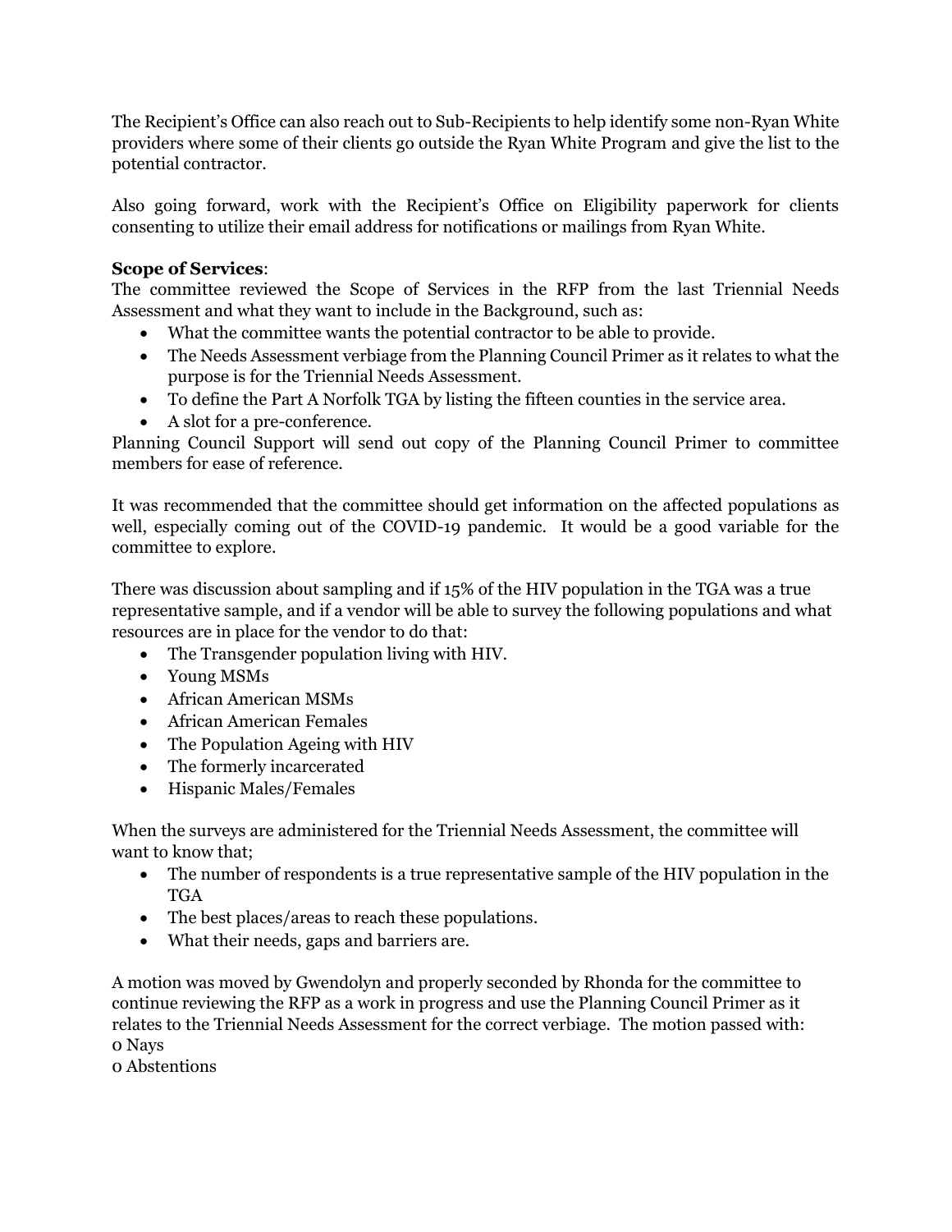The Recipient's Office can also reach out to Sub-Recipients to help identify some non-Ryan White providers where some of their clients go outside the Ryan White Program and give the list to the potential contractor.

Also going forward, work with the Recipient's Office on Eligibility paperwork for clients consenting to utilize their email address for notifications or mailings from Ryan White.

**Scope of Services**:
The committee reviewed the Scope of Services in the RFP from the last Triennial Needs Assessment and what they want to include in the Background, such as:

- What the committee wants the potential contractor to be able to provide.
- The Needs Assessment verbiage from the Planning Council Primer as it relates to what the purpose is for the Triennial Needs Assessment.
- To define the Part A Norfolk TGA by listing the fifteen counties in the service area.
- A slot for a pre-conference.

Planning Council Support will send out copy of the Planning Council Primer to committee members for ease of reference.

It was recommended that the committee should get information on the affected populations as well, especially coming out of the COVID-19 pandemic. It would be a good variable for the committee to explore.

There was discussion about sampling and if 15% of the HIV population in the TGA was a true representative sample, and if a vendor will be able to survey the following populations and what resources are in place for the vendor to do that:

- The Transgender population living with HIV.
- Young MSMs
- African American MSMs
- African American Females
- The Population Ageing with HIV
- The formerly incarcerated
- Hispanic Males/Females

When the surveys are administered for the Triennial Needs Assessment, the committee will want to know that;

- The number of respondents is a true representative sample of the HIV population in the TGA
- The best places/areas to reach these populations.
- What their needs, gaps and barriers are.

A motion was moved by Gwendolyn and properly seconded by Rhonda for the committee to continue reviewing the RFP as a work in progress and use the Planning Council Primer as it relates to the Triennial Needs Assessment for the correct verbiage. The motion passed with:
0 Nays
0 Abstentions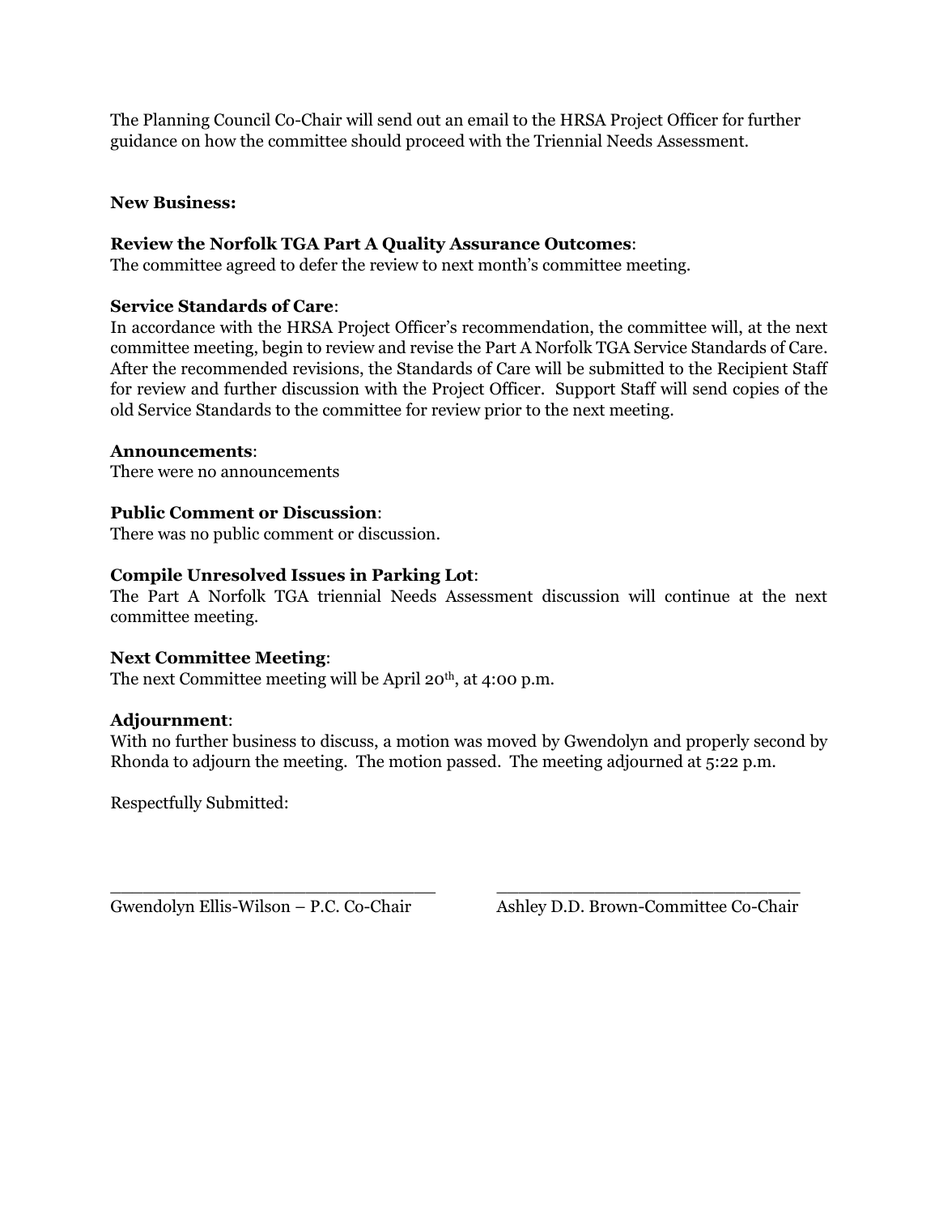The Planning Council Co-Chair will send out an email to the HRSA Project Officer for further guidance on how the committee should proceed with the Triennial Needs Assessment.

**New Business:**

**Review the Norfolk TGA Part A Quality Assurance Outcomes**:
The committee agreed to defer the review to next month's committee meeting.

**Service Standards of Care**:
In accordance with the HRSA Project Officer's recommendation, the committee will, at the next committee meeting, begin to review and revise the Part A Norfolk TGA Service Standards of Care. After the recommended revisions, the Standards of Care will be submitted to the Recipient Staff for review and further discussion with the Project Officer. Support Staff will send copies of the old Service Standards to the committee for review prior to the next meeting.

**Announcements**:
There were no announcements

**Public Comment or Discussion**:
There was no public comment or discussion.

**Compile Unresolved Issues in Parking Lot**:
The Part A Norfolk TGA triennial Needs Assessment discussion will continue at the next committee meeting.

**Next Committee Meeting**:
The next Committee meeting will be April 20th, at 4:00 p.m.

**Adjournment**:
With no further business to discuss, a motion was moved by Gwendolyn and properly second by Rhonda to adjourn the meeting. The motion passed. The meeting adjourned at 5:22 p.m.

Respectfully Submitted:

\_\_\_\_\_\_\_\_\_\_\_\_\_\_\_\_\_\_\_\_\_\_\_\_\_\_\_\_\_\_\_\_ \_\_\_\_\_\_\_\_\_\_\_\_\_\_\_\_\_\_\_\_\_\_\_\_\_\_\_\_\_\_

Gwendolyn Ellis-Wilson – P.C. Co-Chair          Ashley D.D. Brown-Committee Co-Chair